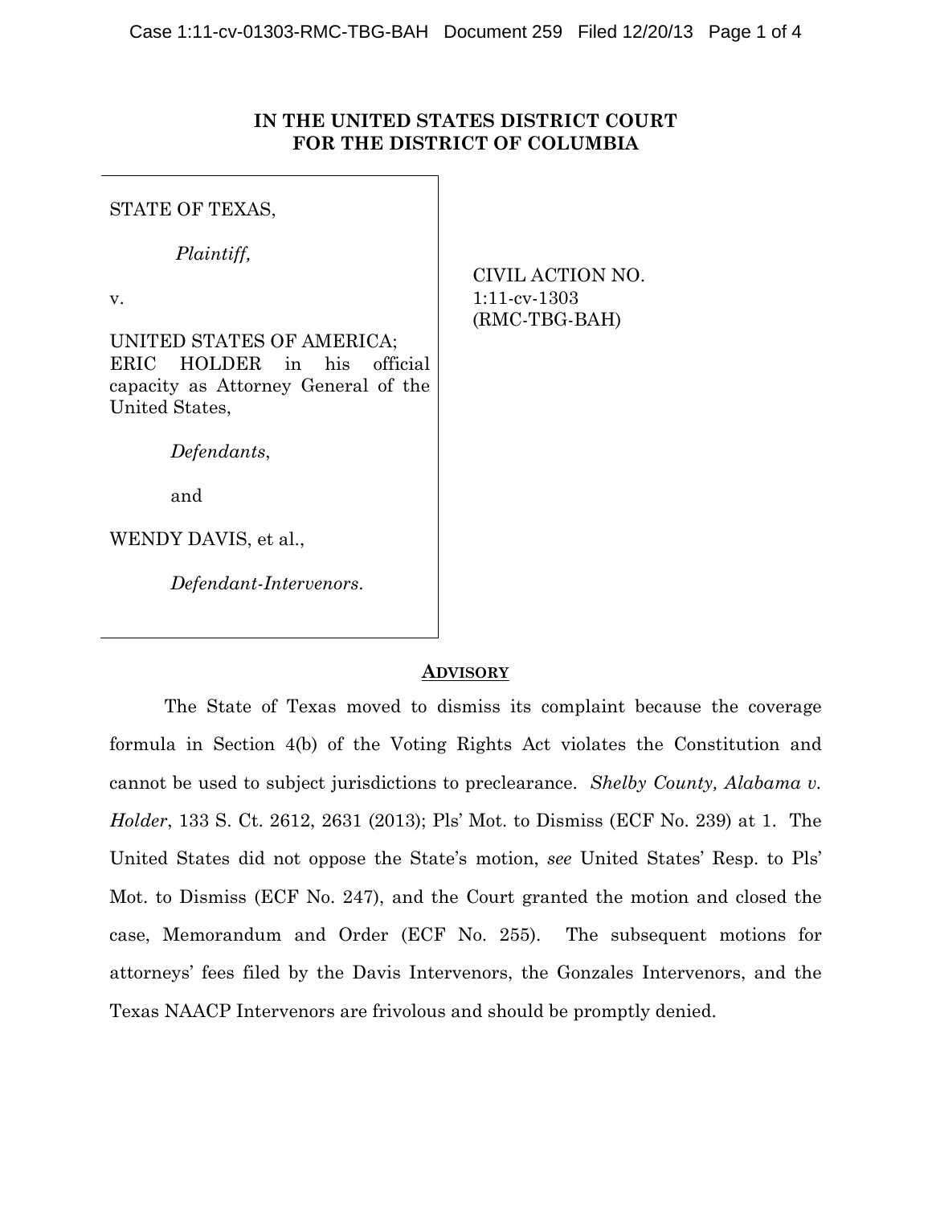**IN THE UNITED STATES DISTRICT COURT**
**FOR THE DISTRICT OF COLUMBIA**

| | |
|---|---|
| STATE OF TEXAS,<br><br>*Plaintiff,*<br><br>v.<br><br>UNITED STATES OF AMERICA; ERIC HOLDER in his official capacity as Attorney General of the United States,<br><br>*Defendants*,<br><br>and<br><br>WENDY DAVIS, et al.,<br><br>*Defendant-Intervenors*. | CIVIL ACTION NO. 1:11-cv-1303 (RMC-TBG-BAH) |

## ADVISORY

The State of Texas moved to dismiss its complaint because the coverage formula in Section 4(b) of the Voting Rights Act violates the Constitution and cannot be used to subject jurisdictions to preclearance. *Shelby County, Alabama v. Holder*, 133 S. Ct. 2612, 2631 (2013); Pls' Mot. to Dismiss (ECF No. 239) at 1. The United States did not oppose the State's motion, *see* United States' Resp. to Pls' Mot. to Dismiss (ECF No. 247), and the Court granted the motion and closed the case, Memorandum and Order (ECF No. 255). The subsequent motions for attorneys' fees filed by the Davis Intervenors, the Gonzales Intervenors, and the Texas NAACP Intervenors are frivolous and should be promptly denied.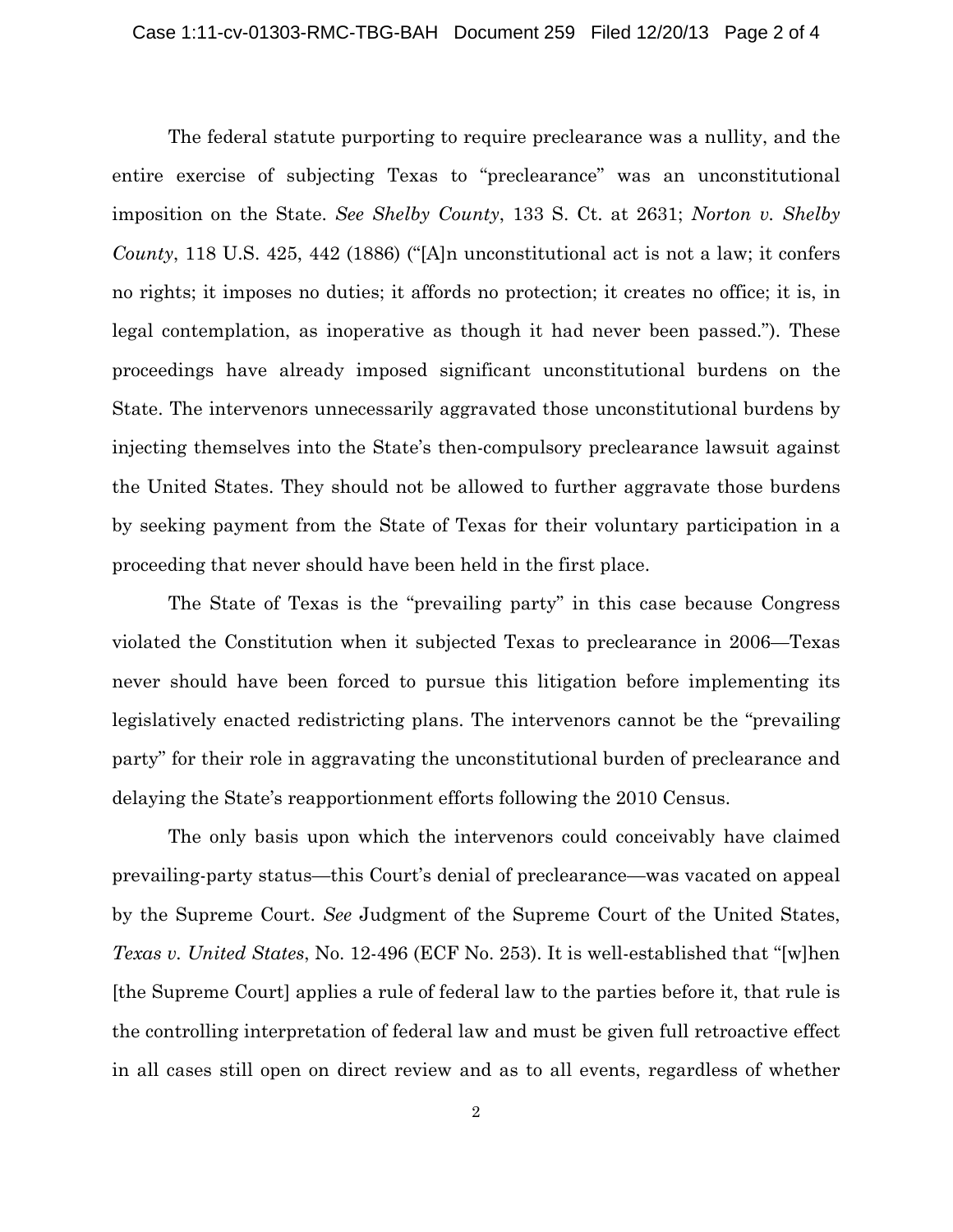The federal statute purporting to require preclearance was a nullity, and the entire exercise of subjecting Texas to "preclearance" was an unconstitutional imposition on the State. *See Shelby County*, 133 S. Ct. at 2631; *Norton v. Shelby County*, 118 U.S. 425, 442 (1886) ("[A]n unconstitutional act is not a law; it confers no rights; it imposes no duties; it affords no protection; it creates no office; it is, in legal contemplation, as inoperative as though it had never been passed."). These proceedings have already imposed significant unconstitutional burdens on the State. The intervenors unnecessarily aggravated those unconstitutional burdens by injecting themselves into the State's then-compulsory preclearance lawsuit against the United States. They should not be allowed to further aggravate those burdens by seeking payment from the State of Texas for their voluntary participation in a proceeding that never should have been held in the first place.

The State of Texas is the "prevailing party" in this case because Congress violated the Constitution when it subjected Texas to preclearance in 2006—Texas never should have been forced to pursue this litigation before implementing its legislatively enacted redistricting plans. The intervenors cannot be the "prevailing party" for their role in aggravating the unconstitutional burden of preclearance and delaying the State's reapportionment efforts following the 2010 Census.

The only basis upon which the intervenors could conceivably have claimed prevailing-party status—this Court's denial of preclearance—was vacated on appeal by the Supreme Court. *See* Judgment of the Supreme Court of the United States, *Texas v. United States*, No. 12-496 (ECF No. 253). It is well-established that "[w]hen [the Supreme Court] applies a rule of federal law to the parties before it, that rule is the controlling interpretation of federal law and must be given full retroactive effect in all cases still open on direct review and as to all events, regardless of whether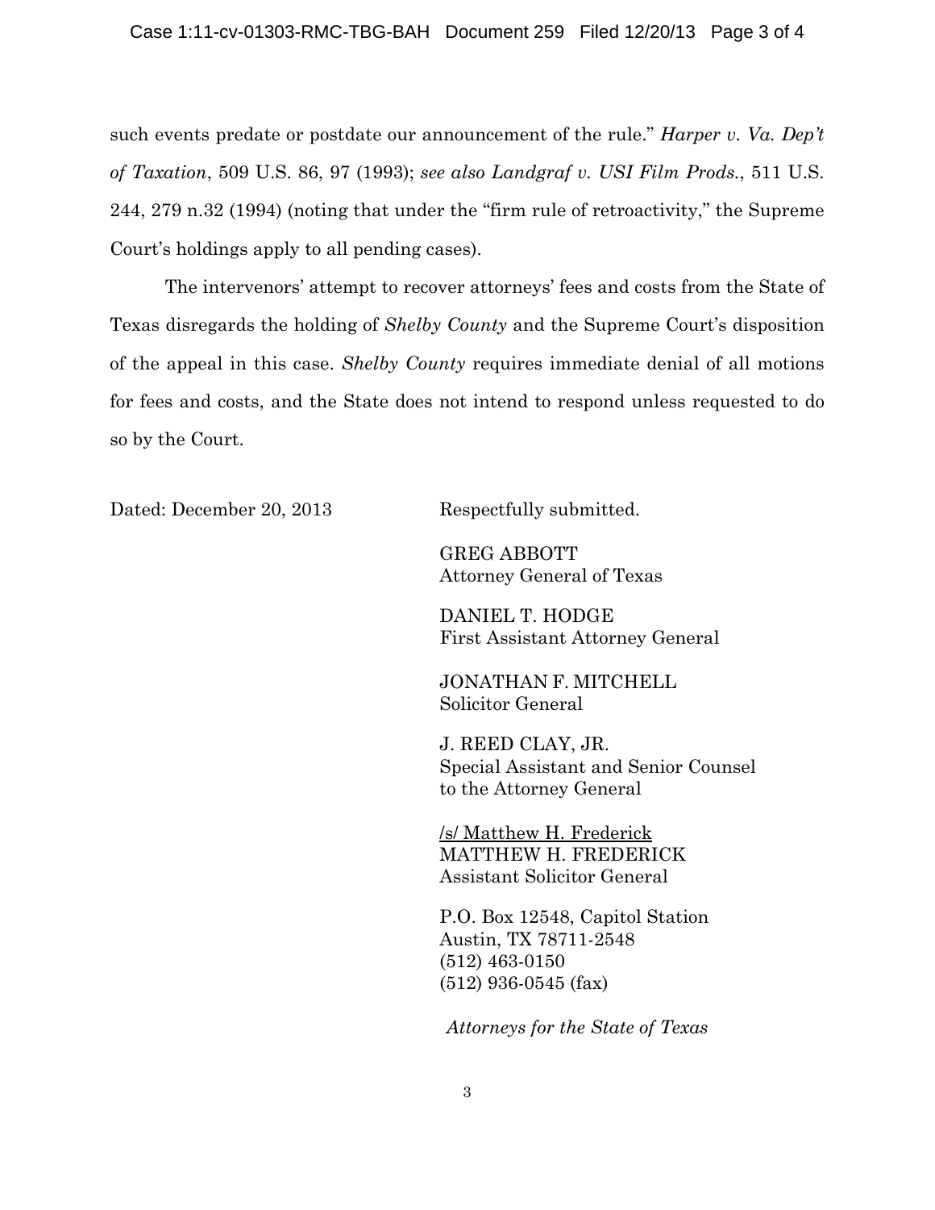such events predate or postdate our announcement of the rule." *Harper v. Va. Dep't of Taxation*, 509 U.S. 86, 97 (1993); *see also Landgraf v. USI Film Prods.*, 511 U.S. 244, 279 n.32 (1994) (noting that under the "firm rule of retroactivity," the Supreme Court's holdings apply to all pending cases).

The intervenors' attempt to recover attorneys' fees and costs from the State of Texas disregards the holding of *Shelby County* and the Supreme Court's disposition of the appeal in this case. *Shelby County* requires immediate denial of all motions for fees and costs, and the State does not intend to respond unless requested to do so by the Court.

Dated: December 20, 2013

Respectfully submitted.

GREG ABBOTT
Attorney General of Texas

DANIEL T. HODGE
First Assistant Attorney General

JONATHAN F. MITCHELL
Solicitor General

J. REED CLAY, JR.
Special Assistant and Senior Counsel to the Attorney General

/s/ Matthew H. Frederick
MATTHEW H. FREDERICK
Assistant Solicitor General

P.O. Box 12548, Capitol Station
Austin, TX 78711-2548
(512) 463-0150
(512) 936-0545 (fax)

*Attorneys for the State of Texas*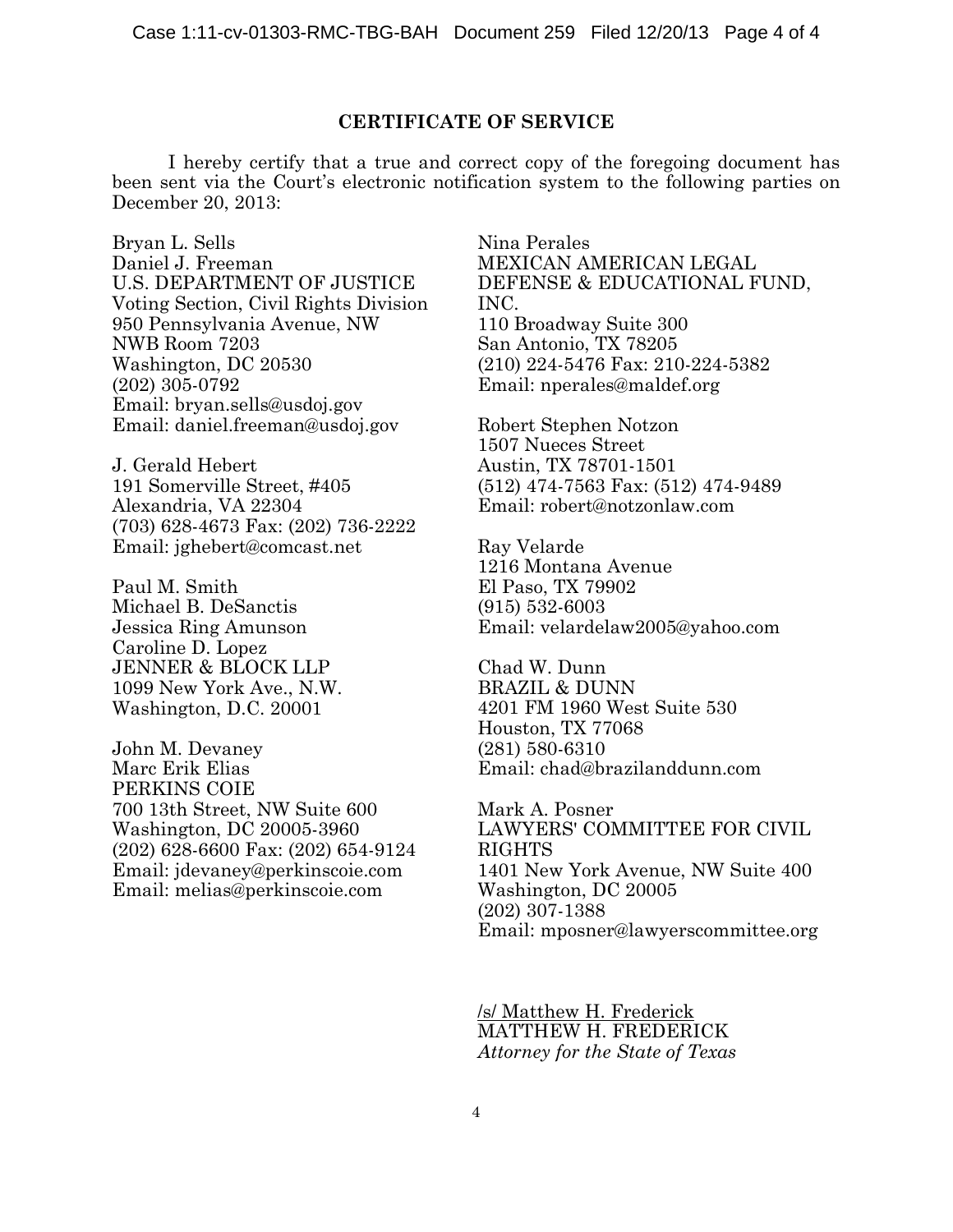## CERTIFICATE OF SERVICE

I hereby certify that a true and correct copy of the foregoing document has been sent via the Court's electronic notification system to the following parties on December 20, 2013:

Bryan L. Sells
Daniel J. Freeman
U.S. DEPARTMENT OF JUSTICE
Voting Section, Civil Rights Division
950 Pennsylvania Avenue, NW
NWB Room 7203
Washington, DC 20530
(202) 305-0792
Email: bryan.sells@usdoj.gov
Email: daniel.freeman@usdoj.gov

J. Gerald Hebert
191 Somerville Street, #405
Alexandria, VA 22304
(703) 628-4673 Fax: (202) 736-2222
Email: jghebert@comcast.net

Paul M. Smith
Michael B. DeSanctis
Jessica Ring Amunson
Caroline D. Lopez
JENNER & BLOCK LLP
1099 New York Ave., N.W.
Washington, D.C. 20001

John M. Devaney
Marc Erik Elias
PERKINS COIE
700 13th Street, NW Suite 600
Washington, DC 20005-3960
(202) 628-6600 Fax: (202) 654-9124
Email: jdevaney@perkinscoie.com
Email: melias@perkinscoie.com

Nina Perales
MEXICAN AMERICAN LEGAL DEFENSE & EDUCATIONAL FUND, INC.
110 Broadway Suite 300
San Antonio, TX 78205
(210) 224-5476 Fax: 210-224-5382
Email: nperales@maldef.org

Robert Stephen Notzon
1507 Nueces Street
Austin, TX 78701-1501
(512) 474-7563 Fax: (512) 474-9489
Email: robert@notzonlaw.com

Ray Velarde
1216 Montana Avenue
El Paso, TX 79902
(915) 532-6003
Email: velardelaw2005@yahoo.com

Chad W. Dunn
BRAZIL & DUNN
4201 FM 1960 West Suite 530
Houston, TX 77068
(281) 580-6310
Email: chad@brazilanddunn.com

Mark A. Posner
LAWYERS' COMMITTEE FOR CIVIL RIGHTS
1401 New York Avenue, NW Suite 400
Washington, DC 20005
(202) 307-1388
Email: mposner@lawyerscommittee.org

/s/ Matthew H. Frederick
MATTHEW H. FREDERICK
*Attorney for the State of Texas*